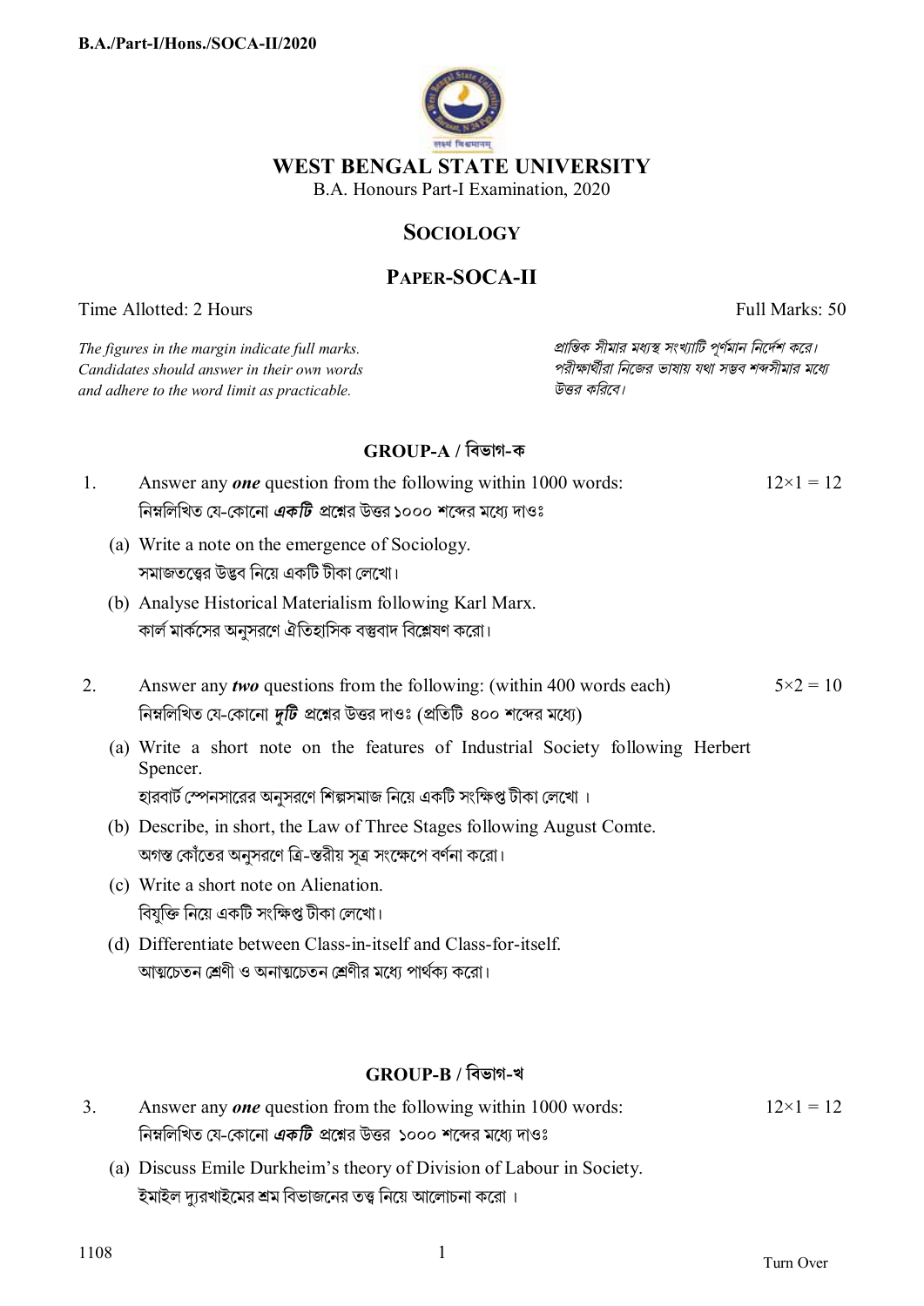# WEST BENGAL STATE UNIVERSITY

B.A. Honours Part-I Examination, 2020

## SOCIOLOGY

## PAPER-SOCA-II

Time Allotted: 2 Hours | Full Marks: 50

*The figures in the margin indicate full marks. Candidates should answer in their own words and adhere to the word limit as practicable.*

*প্রান্তিক সীমার মধ্যস্থ সংখ্যাটি পূর্ণমান নির্দেশ করে। পরীক্ষার্থীরা নিজের ভাষায় যথা সম্ভব শব্দসীমার মধ্যে উত্তর করিবে।*

### GROUP-A / বিভাগ-ক

1. Answer any ***one*** question from the following within 1000 words: $12\times1 = 12$

   নিম্নলিখিত যে-কোনো ***একটি*** প্রশ্নের উত্তর ১০০০ শব্দের মধ্যে দাওঃ

   (a) Write a note on the emergence of Sociology.
   সমাজতত্ত্বের উদ্ভব নিয়ে একটি টীকা লেখো।

   (b) Analyse Historical Materialism following Karl Marx.
   কার্ল মার্কসের অনুসরণে ঐতিহাসিক বস্তুবাদ বিশ্লেষণ করো।

2. Answer any ***two*** questions from the following: (within 400 words each) $5\times2 = 10$

   নিম্নলিখিত যে-কোনো ***দুটি*** প্রশ্নের উত্তর দাওঃ (প্রতিটি ৪০০ শব্দের মধ্যে)

   (a) Write a short note on the features of Industrial Society following Herbert Spencer.
   হারবার্ট স্পেনসারের অনুসরণে শিল্পসমাজ নিয়ে একটি সংক্ষিপ্ত টীকা লেখো ।

   (b) Describe, in short, the Law of Three Stages following August Comte.
   অগস্ত কোঁতের অনুসরণে ত্রি-স্তরীয় সূত্র সংক্ষেপে বর্ণনা করো।

   (c) Write a short note on Alienation.
   বিযুক্তি নিয়ে একটি সংক্ষিপ্ত টীকা লেখো।

   (d) Differentiate between Class-in-itself and Class-for-itself.
   আত্মচেতন শ্রেণী ও অনাত্মচেতন শ্রেণীর মধ্যে পার্থক্য করো।

### GROUP-B / বিভাগ-খ

3. Answer any ***one*** question from the following within 1000 words: $12\times1 = 12$

   নিম্নলিখিত যে-কোনো ***একটি*** প্রশ্নের উত্তর ১০০০ শব্দের মধ্যে দাওঃ

   (a) Discuss Emile Durkheim's theory of Division of Labour in Society.
   ইমাইল দ্যুরখাইমের শ্রম বিভাজনের তত্ত্ব নিয়ে আলোচনা করো ।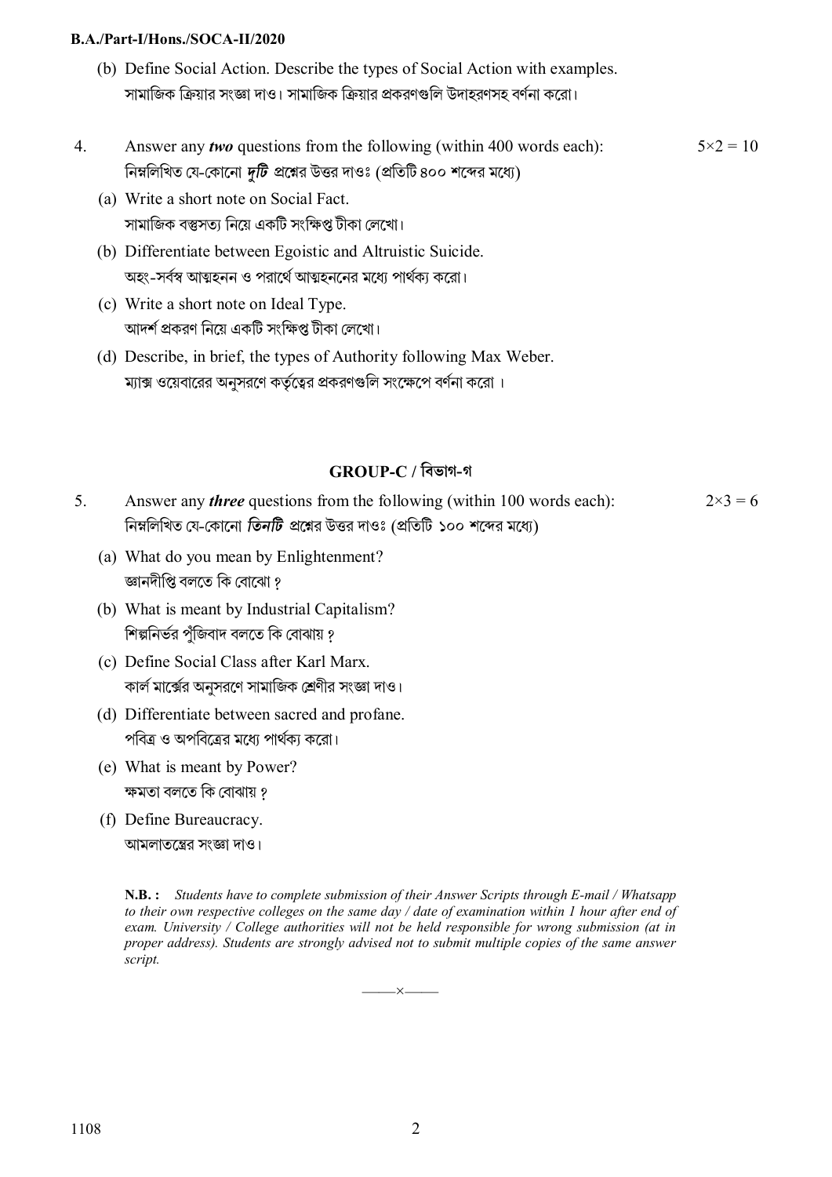(b) Define Social Action. Describe the types of Social Action with examples.
সামাজিক ক্রিয়ার সংজ্ঞা দাও। সামাজিক ক্রিয়ার প্রকরণগুলি উদাহরণসহ বর্ণনা করো।

4. Answer any ***two*** questions from the following (within 400 words each): 5×2 = 10
নিম্নলিখিত যে-কোনো ***দুটি*** প্রশ্নের উত্তর দাওঃ (প্রতিটি ৪০০ শব্দের মধ্যে)

(a) Write a short note on Social Fact.
সামাজিক বস্তুসত্য নিয়ে একটি সংক্ষিপ্ত টীকা লেখো।

(b) Differentiate between Egoistic and Altruistic Suicide.
অহং-সর্বস্ব আত্মহনন ও পরার্থে আত্মহননের মধ্যে পার্থক্য করো।

(c) Write a short note on Ideal Type.
আদর্শ প্রকরণ নিয়ে একটি সংক্ষিপ্ত টীকা লেখো।

(d) Describe, in brief, the types of Authority following Max Weber.
ম্যাক্স ওয়েবারের অনুসরণে কর্তৃত্বের প্রকরণগুলি সংক্ষেপে বর্ণনা করো।

## GROUP-C / বিভাগ-গ

5. Answer any ***three*** questions from the following (within 100 words each): 2×3 = 6
নিম্নলিখিত যে-কোনো ***তিনটি*** প্রশ্নের উত্তর দাওঃ (প্রতিটি ১০০ শব্দের মধ্যে)

(a) What do you mean by Enlightenment?
জ্ঞানদীপ্তি বলতে কি বোঝো?

(b) What is meant by Industrial Capitalism?
শিল্পনির্ভর পুঁজিবাদ বলতে কি বোঝায়?

(c) Define Social Class after Karl Marx.
কার্ল মার্ক্সের অনুসরণে সামাজিক শ্রেণীর সংজ্ঞা দাও।

(d) Differentiate between sacred and profane.
পবিত্র ও অপবিত্রের মধ্যে পার্থক্য করো।

(e) What is meant by Power?
ক্ষমতা বলতে কি বোঝায়?

(f) Define Bureaucracy.
আমলাতন্ত্রের সংজ্ঞা দাও।

**N.B. :** *Students have to complete submission of their Answer Scripts through E-mail / Whatsapp to their own respective colleges on the same day / date of examination within 1 hour after end of exam. University / College authorities will not be held responsible for wrong submission (at in proper address). Students are strongly advised not to submit multiple copies of the same answer script.*

——×——